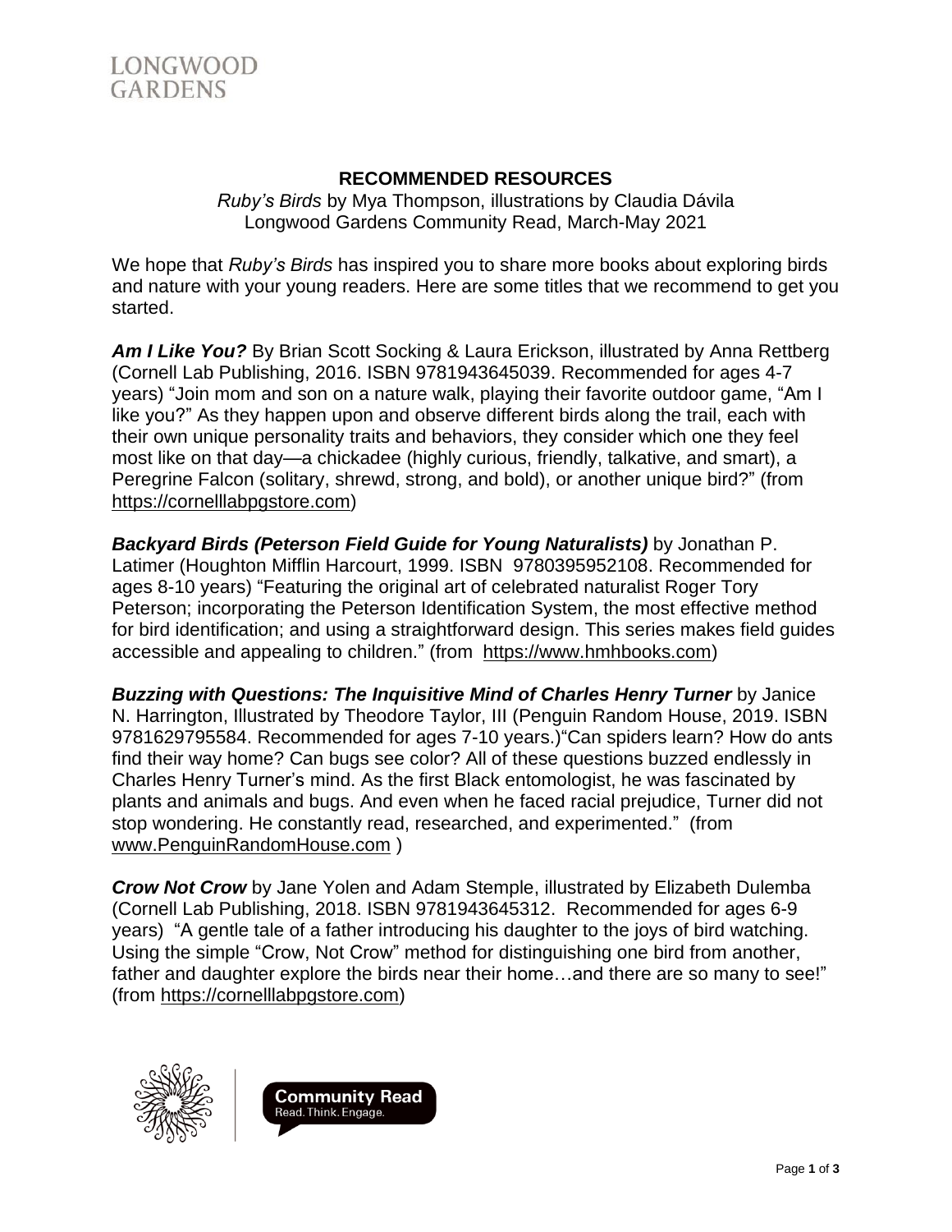LONGWOOD GARDENS

## RECOMMENDED RESOURCES

*Ruby's Birds* by Mya Thompson, illustrations by Claudia Dávila
Longwood Gardens Community Read, March-May 2021

We hope that *Ruby's Birds* has inspired you to share more books about exploring birds and nature with your young readers. Here are some titles that we recommend to get you started.

***Am I Like You?*** By Brian Scott Socking & Laura Erickson, illustrated by Anna Rettberg (Cornell Lab Publishing, 2016. ISBN 9781943645039. Recommended for ages 4-7 years) "Join mom and son on a nature walk, playing their favorite outdoor game, "Am I like you?" As they happen upon and observe different birds along the trail, each with their own unique personality traits and behaviors, they consider which one they feel most like on that day—a chickadee (highly curious, friendly, talkative, and smart), a Peregrine Falcon (solitary, shrewd, strong, and bold), or another unique bird?" (from https://cornelllabpgstore.com)

***Backyard Birds (Peterson Field Guide for Young Naturalists)*** by Jonathan P. Latimer (Houghton Mifflin Harcourt, 1999. ISBN 9780395952108. Recommended for ages 8-10 years) "Featuring the original art of celebrated naturalist Roger Tory Peterson; incorporating the Peterson Identification System, the most effective method for bird identification; and using a straightforward design. This series makes field guides accessible and appealing to children." (from https://www.hmhbooks.com)

***Buzzing with Questions: The Inquisitive Mind of Charles Henry Turner*** by Janice N. Harrington, Illustrated by Theodore Taylor, III (Penguin Random House, 2019. ISBN 9781629795584. Recommended for ages 7-10 years.)"Can spiders learn? How do ants find their way home? Can bugs see color? All of these questions buzzed endlessly in Charles Henry Turner's mind. As the first Black entomologist, he was fascinated by plants and animals and bugs. And even when he faced racial prejudice, Turner did not stop wondering. He constantly read, researched, and experimented." (from www.PenguinRandomHouse.com )

***Crow Not Crow*** by Jane Yolen and Adam Stemple, illustrated by Elizabeth Dulemba (Cornell Lab Publishing, 2018. ISBN 9781943645312. Recommended for ages 6-9 years) "A gentle tale of a father introducing his daughter to the joys of bird watching. Using the simple "Crow, Not Crow" method for distinguishing one bird from another, father and daughter explore the birds near their home…and there are so many to see!" (from https://cornelllabpgstore.com)

Community Read
Read. Think. Engage.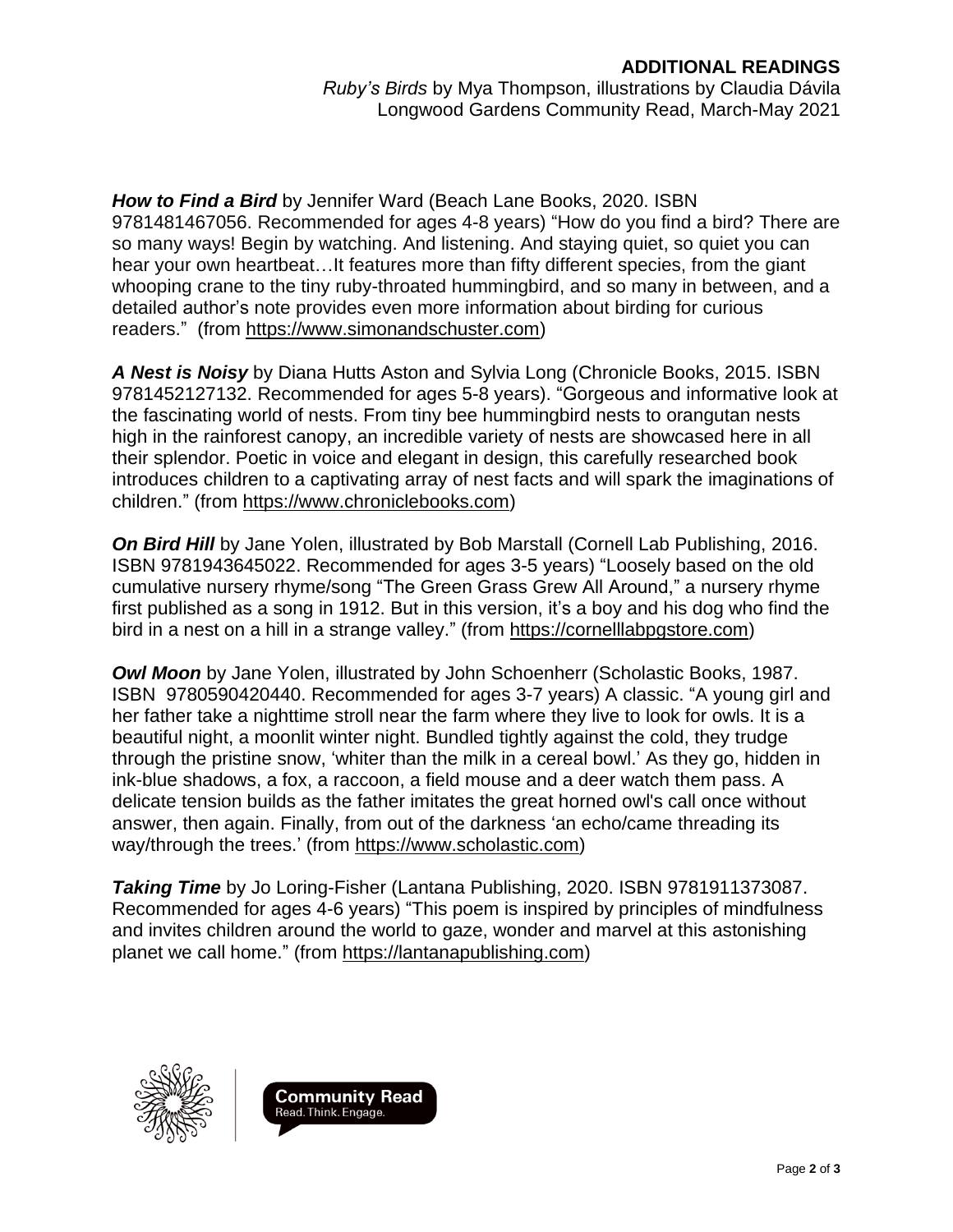**ADDITIONAL READINGS**
*Ruby's Birds* by Mya Thompson, illustrations by Claudia Dávila
Longwood Gardens Community Read, March-May 2021

***How to Find a Bird*** by Jennifer Ward (Beach Lane Books, 2020. ISBN 9781481467056. Recommended for ages 4-8 years) "How do you find a bird? There are so many ways! Begin by watching. And listening. And staying quiet, so quiet you can hear your own heartbeat…It features more than fifty different species, from the giant whooping crane to the tiny ruby-throated hummingbird, and so many in between, and a detailed author's note provides even more information about birding for curious readers." (from https://www.simonandschuster.com)

***A Nest is Noisy*** by Diana Hutts Aston and Sylvia Long (Chronicle Books, 2015. ISBN 9781452127132. Recommended for ages 5-8 years). "Gorgeous and informative look at the fascinating world of nests. From tiny bee hummingbird nests to orangutan nests high in the rainforest canopy, an incredible variety of nests are showcased here in all their splendor. Poetic in voice and elegant in design, this carefully researched book introduces children to a captivating array of nest facts and will spark the imaginations of children." (from https://www.chroniclebooks.com)

***On Bird Hill*** by Jane Yolen, illustrated by Bob Marstall (Cornell Lab Publishing, 2016. ISBN 9781943645022. Recommended for ages 3-5 years) "Loosely based on the old cumulative nursery rhyme/song "The Green Grass Grew All Around," a nursery rhyme first published as a song in 1912. But in this version, it's a boy and his dog who find the bird in a nest on a hill in a strange valley." (from https://cornelllabpgstore.com)

***Owl Moon*** by Jane Yolen, illustrated by John Schoenherr (Scholastic Books, 1987. ISBN 9780590420440. Recommended for ages 3-7 years) A classic. "A young girl and her father take a nighttime stroll near the farm where they live to look for owls. It is a beautiful night, a moonlit winter night. Bundled tightly against the cold, they trudge through the pristine snow, 'whiter than the milk in a cereal bowl.' As they go, hidden in ink-blue shadows, a fox, a raccoon, a field mouse and a deer watch them pass. A delicate tension builds as the father imitates the great horned owl's call once without answer, then again. Finally, from out of the darkness 'an echo/came threading its way/through the trees.' (from https://www.scholastic.com)

***Taking Time*** by Jo Loring-Fisher (Lantana Publishing, 2020. ISBN 9781911373087. Recommended for ages 4-6 years) "This poem is inspired by principles of mindfulness and invites children around the world to gaze, wonder and marvel at this astonishing planet we call home." (from https://lantanapublishing.com)

Community Read
Read. Think. Engage.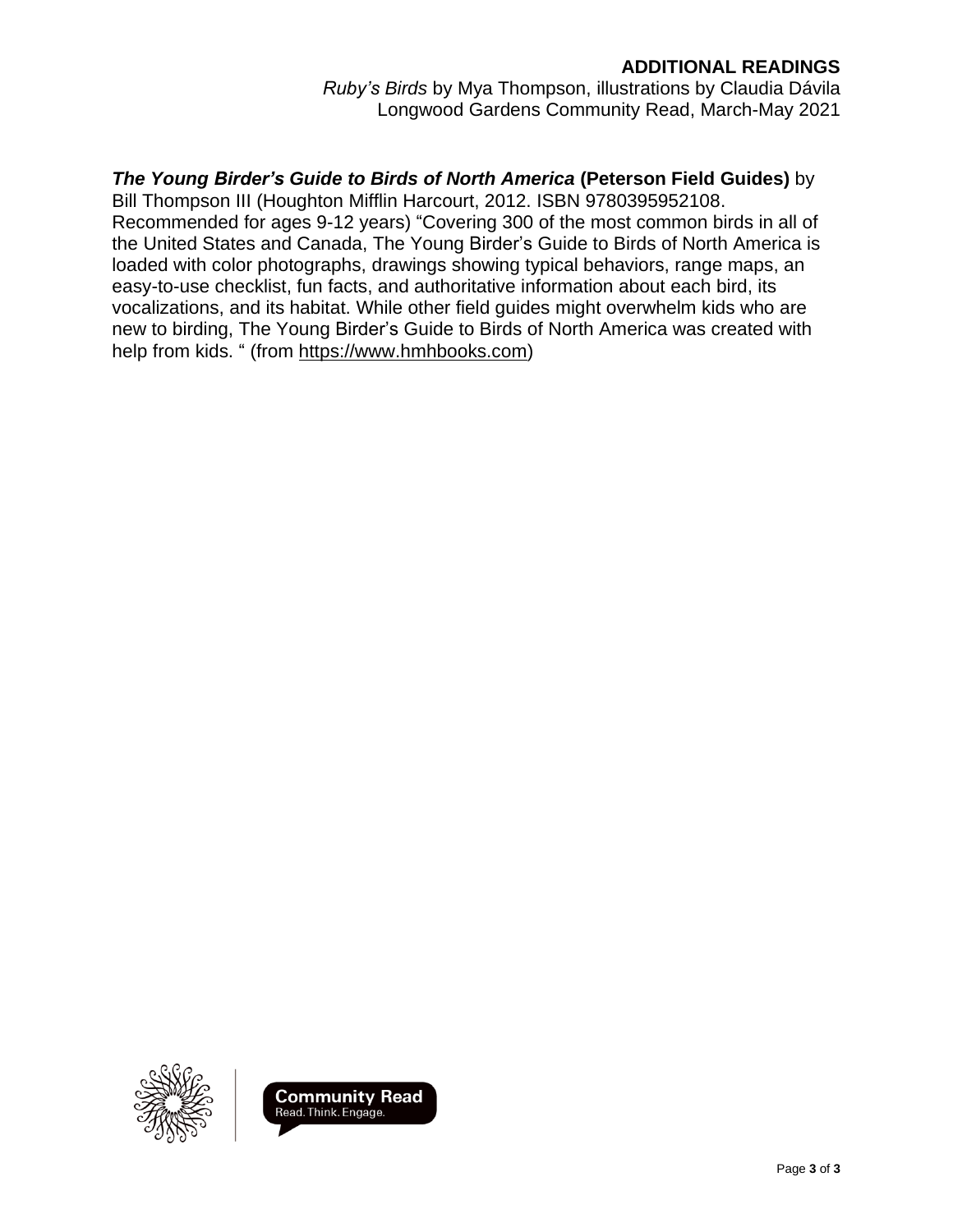***The Young Birder's Guide to Birds of North America* (Peterson Field Guides)** by Bill Thompson III (Houghton Mifflin Harcourt, 2012. ISBN 9780395952108. Recommended for ages 9-12 years) "Covering 300 of the most common birds in all of the United States and Canada, The Young Birder's Guide to Birds of North America is loaded with color photographs, drawings showing typical behaviors, range maps, an easy-to-use checklist, fun facts, and authoritative information about each bird, its vocalizations, and its habitat. While other field guides might overwhelm kids who are new to birding, The Young Birder's Guide to Birds of North America was created with help from kids. " (from https://www.hmhbooks.com)